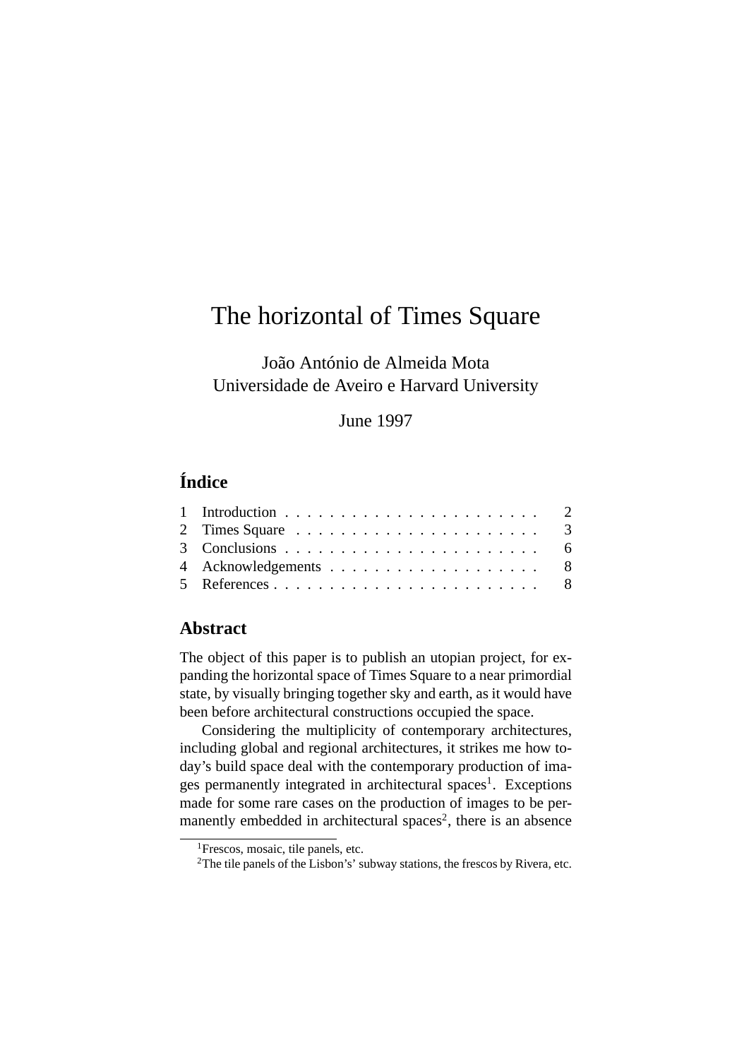# The horizontal of Times Square

João António de Almeida Mota
Universidade de Aveiro e Harvard University

June 1997

## Índice

1 Introduction . . . . . . . . . . . . . . . . . . . . . . . 2
2 Times Square . . . . . . . . . . . . . . . . . . . . . . 3
3 Conclusions . . . . . . . . . . . . . . . . . . . . . . . 6
4 Acknowledgements . . . . . . . . . . . . . . . . . . . 8
5 References . . . . . . . . . . . . . . . . . . . . . . . . 8

## Abstract

The object of this paper is to publish an utopian project, for expanding the horizontal space of Times Square to a near primordial state, by visually bringing together sky and earth, as it would have been before architectural constructions occupied the space.

Considering the multiplicity of contemporary architectures, including global and regional architectures, it strikes me how today's build space deal with the contemporary production of images permanently integrated in architectural spaces[1]. Exceptions made for some rare cases on the production of images to be permanently embedded in architectural spaces[2], there is an absence

[1] Frescos, mosaic, tile panels, etc.

[2] The tile panels of the Lisbon's' subway stations, the frescos by Rivera, etc.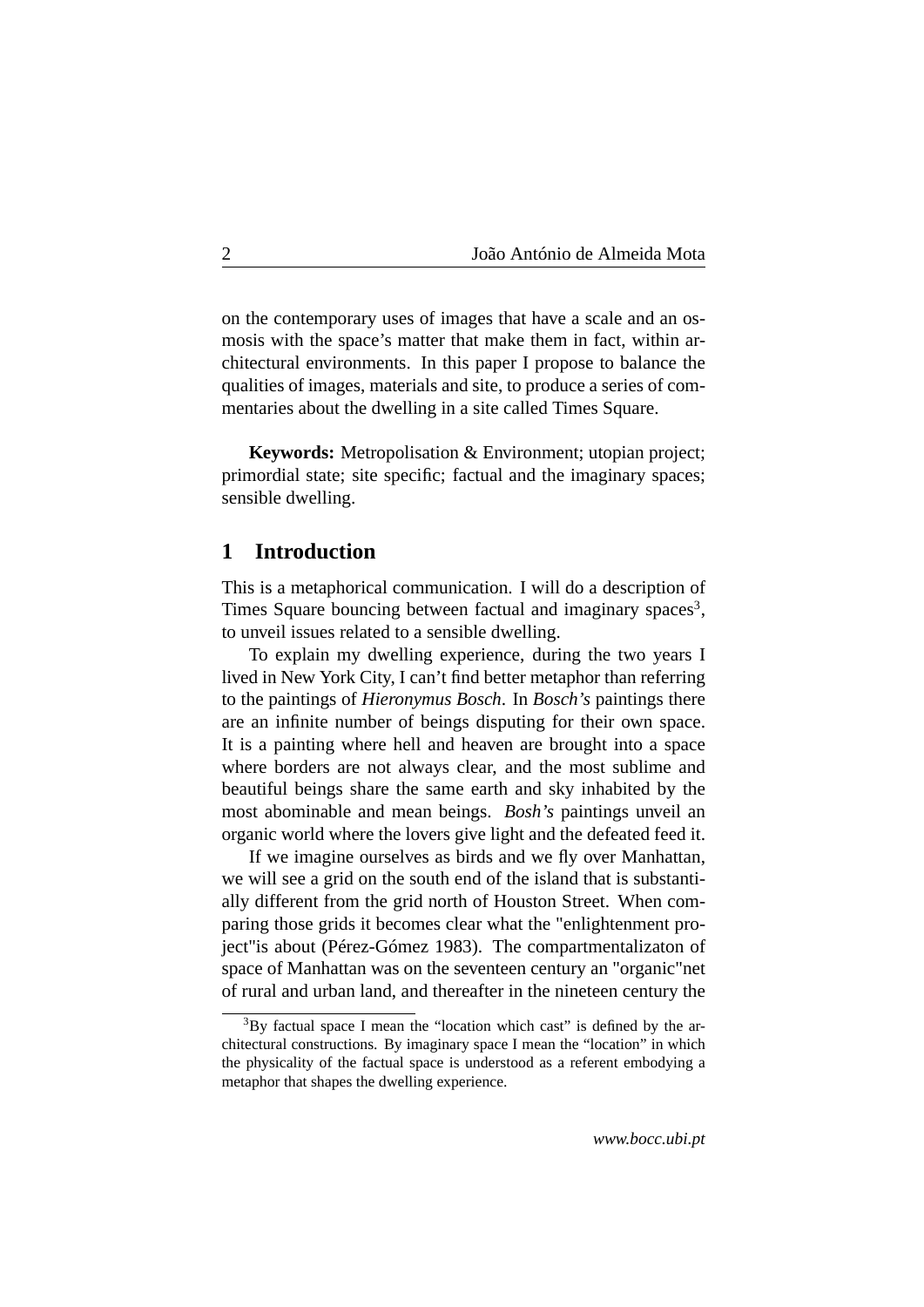on the contemporary uses of images that have a scale and an osmosis with the space's matter that make them in fact, within architectural environments. In this paper I propose to balance the qualities of images, materials and site, to produce a series of commentaries about the dwelling in a site called Times Square.

**Keywords:** Metropolisation & Environment; utopian project; primordial state; site specific; factual and the imaginary spaces; sensible dwelling.

## 1 Introduction

This is a metaphorical communication. I will do a description of Times Square bouncing between factual and imaginary spaces[3], to unveil issues related to a sensible dwelling.

To explain my dwelling experience, during the two years I lived in New York City, I can't find better metaphor than referring to the paintings of *Hieronymus Bosch*. In *Bosch's* paintings there are an infinite number of beings disputing for their own space. It is a painting where hell and heaven are brought into a space where borders are not always clear, and the most sublime and beautiful beings share the same earth and sky inhabited by the most abominable and mean beings. *Bosh's* paintings unveil an organic world where the lovers give light and the defeated feed it.

If we imagine ourselves as birds and we fly over Manhattan, we will see a grid on the south end of the island that is substantially different from the grid north of Houston Street. When comparing those grids it becomes clear what the "enlightenment project"is about (Pérez-Gómez 1983). The compartmentalizaton of space of Manhattan was on the seventeen century an "organic"net of rural and urban land, and thereafter in the nineteen century the

[3] By factual space I mean the "location which cast" is defined by the architectural constructions. By imaginary space I mean the "location" in which the physicality of the factual space is understood as a referent embodying a metaphor that shapes the dwelling experience.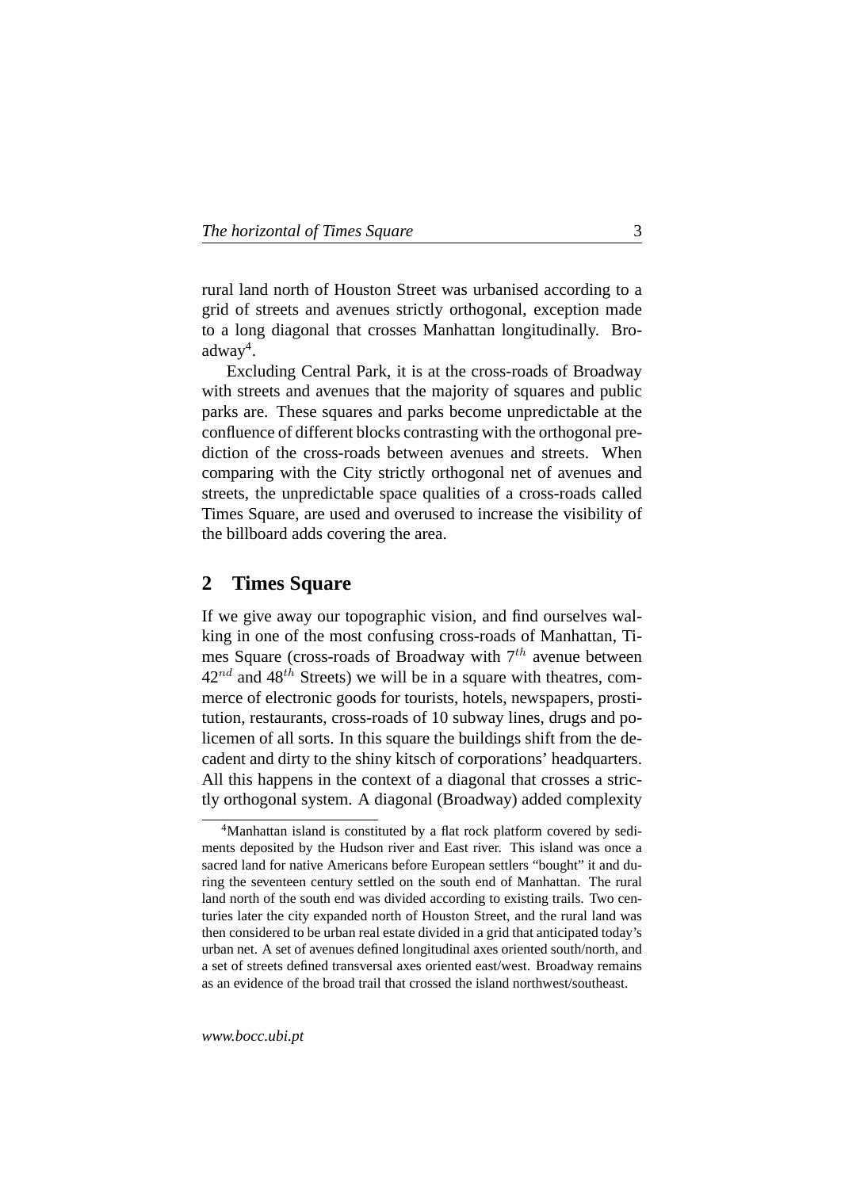rural land north of Houston Street was urbanised according to a grid of streets and avenues strictly orthogonal, exception made to a long diagonal that crosses Manhattan longitudinally. Broadway[4].

Excluding Central Park, it is at the cross-roads of Broadway with streets and avenues that the majority of squares and public parks are. These squares and parks become unpredictable at the confluence of different blocks contrasting with the orthogonal prediction of the cross-roads between avenues and streets. When comparing with the City strictly orthogonal net of avenues and streets, the unpredictable space qualities of a cross-roads called Times Square, are used and overused to increase the visibility of the billboard adds covering the area.

## 2 Times Square

If we give away our topographic vision, and find ourselves walking in one of the most confusing cross-roads of Manhattan, Times Square (cross-roads of Broadway with $7^{th}$ avenue between $42^{nd}$ and $48^{th}$ Streets) we will be in a square with theatres, commerce of electronic goods for tourists, hotels, newspapers, prostitution, restaurants, cross-roads of 10 subway lines, drugs and policemen of all sorts. In this square the buildings shift from the decadent and dirty to the shiny kitsch of corporations' headquarters. All this happens in the context of a diagonal that crosses a strictly orthogonal system. A diagonal (Broadway) added complexity

[4] Manhattan island is constituted by a flat rock platform covered by sediments deposited by the Hudson river and East river. This island was once a sacred land for native Americans before European settlers "bought" it and during the seventeen century settled on the south end of Manhattan. The rural land north of the south end was divided according to existing trails. Two centuries later the city expanded north of Houston Street, and the rural land was then considered to be urban real estate divided in a grid that anticipated today's urban net. A set of avenues defined longitudinal axes oriented south/north, and a set of streets defined transversal axes oriented east/west. Broadway remains as an evidence of the broad trail that crossed the island northwest/southeast.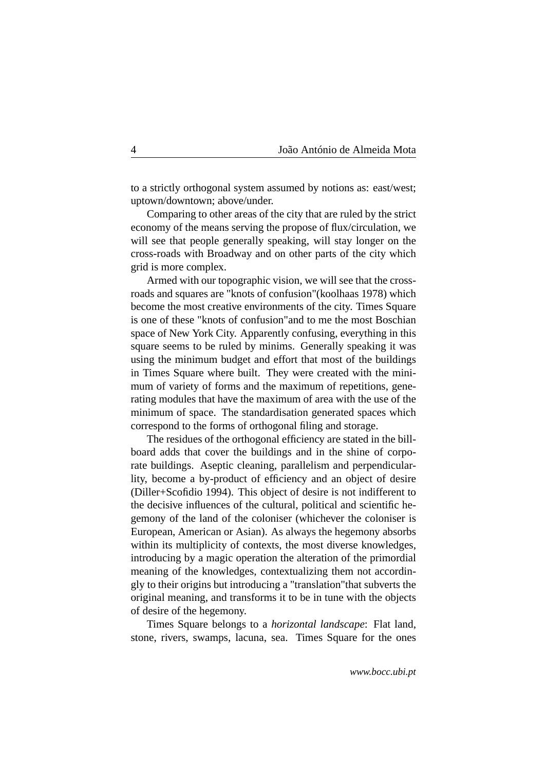to a strictly orthogonal system assumed by notions as: east/west; uptown/downtown; above/under.

Comparing to other areas of the city that are ruled by the strict economy of the means serving the propose of flux/circulation, we will see that people generally speaking, will stay longer on the cross-roads with Broadway and on other parts of the city which grid is more complex.

Armed with our topographic vision, we will see that the cross-roads and squares are "knots of confusion"(koolhaas 1978) which become the most creative environments of the city. Times Square is one of these "knots of confusion"and to me the most Boschian space of New York City. Apparently confusing, everything in this square seems to be ruled by minims. Generally speaking it was using the minimum budget and effort that most of the buildings in Times Square where built. They were created with the minimum of variety of forms and the maximum of repetitions, generating modules that have the maximum of area with the use of the minimum of space. The standardisation generated spaces which correspond to the forms of orthogonal filing and storage.

The residues of the orthogonal efficiency are stated in the billboard adds that cover the buildings and in the shine of corporate buildings. Aseptic cleaning, parallelism and perpendicularlity, become a by-product of efficiency and an object of desire (Diller+Scofidio 1994). This object of desire is not indifferent to the decisive influences of the cultural, political and scientific hegemony of the land of the coloniser (whichever the coloniser is European, American or Asian). As always the hegemony absorbs within its multiplicity of contexts, the most diverse knowledges, introducing by a magic operation the alteration of the primordial meaning of the knowledges, contextualizing them not accordingly to their origins but introducing a "translation"that subverts the original meaning, and transforms it to be in tune with the objects of desire of the hegemony.

Times Square belongs to a *horizontal landscape*: Flat land, stone, rivers, swamps, lacuna, sea. Times Square for the ones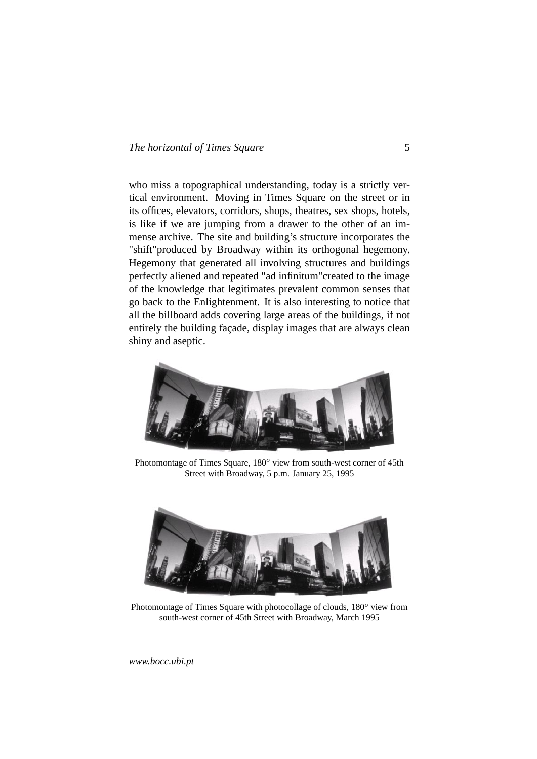who miss a topographical understanding, today is a strictly vertical environment. Moving in Times Square on the street or in its offices, elevators, corridors, shops, theatres, sex shops, hotels, is like if we are jumping from a drawer to the other of an immense archive. The site and building's structure incorporates the "shift"produced by Broadway within its orthogonal hegemony. Hegemony that generated all involving structures and buildings perfectly aliened and repeated "ad infinitum"created to the image of the knowledge that legitimates prevalent common senses that go back to the Enlightenment. It is also interesting to notice that all the billboard adds covering large areas of the buildings, if not entirely the building façade, display images that are always clean shiny and aseptic.

Photomontage of Times Square, $180^o$ view from south-west corner of 45th Street with Broadway, 5 p.m. January 25, 1995

Photomontage of Times Square with photocollage of clouds, $180^o$ view from south-west corner of 45th Street with Broadway, March 1995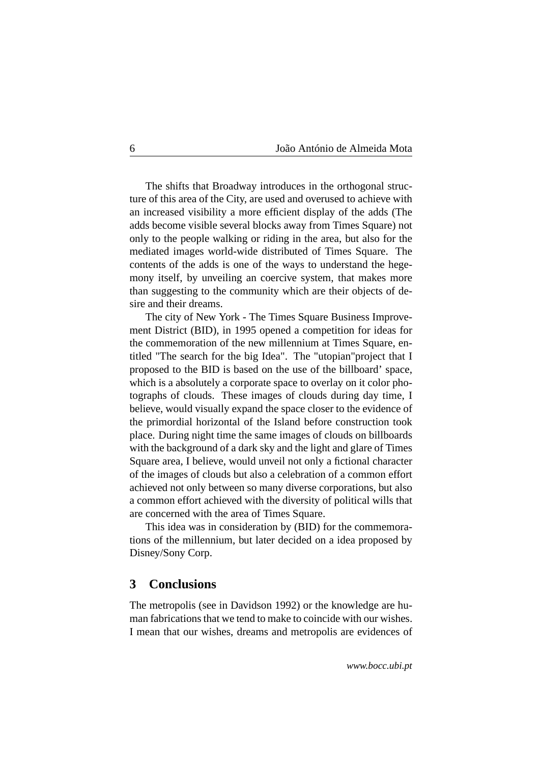The shifts that Broadway introduces in the orthogonal structure of this area of the City, are used and overused to achieve with an increased visibility a more efficient display of the adds (The adds become visible several blocks away from Times Square) not only to the people walking or riding in the area, but also for the mediated images world-wide distributed of Times Square. The contents of the adds is one of the ways to understand the hegemony itself, by unveiling an coercive system, that makes more than suggesting to the community which are their objects of desire and their dreams.

The city of New York - The Times Square Business Improvement District (BID), in 1995 opened a competition for ideas for the commemoration of the new millennium at Times Square, entitled "The search for the big Idea". The "utopian"project that I proposed to the BID is based on the use of the billboard' space, which is a absolutely a corporate space to overlay on it color photographs of clouds. These images of clouds during day time, I believe, would visually expand the space closer to the evidence of the primordial horizontal of the Island before construction took place. During night time the same images of clouds on billboards with the background of a dark sky and the light and glare of Times Square area, I believe, would unveil not only a fictional character of the images of clouds but also a celebration of a common effort achieved not only between so many diverse corporations, but also a common effort achieved with the diversity of political wills that are concerned with the area of Times Square.

This idea was in consideration by (BID) for the commemorations of the millennium, but later decided on a idea proposed by Disney/Sony Corp.

## 3 Conclusions

The metropolis (see in Davidson 1992) or the knowledge are human fabrications that we tend to make to coincide with our wishes. I mean that our wishes, dreams and metropolis are evidences of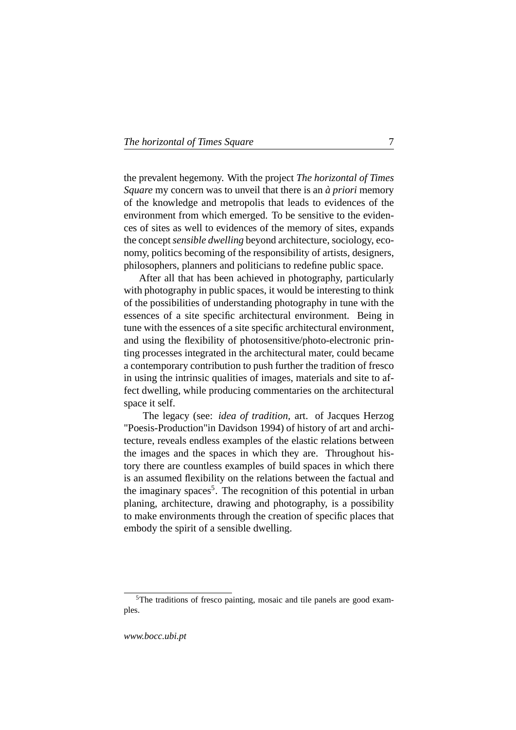the prevalent hegemony. With the project *The horizontal of Times Square* my concern was to unveil that there is an *à priori* memory of the knowledge and metropolis that leads to evidences of the environment from which emerged. To be sensitive to the evidences of sites as well to evidences of the memory of sites, expands the concept *sensible dwelling* beyond architecture, sociology, economy, politics becoming of the responsibility of artists, designers, philosophers, planners and politicians to redefine public space.

After all that has been achieved in photography, particularly with photography in public spaces, it would be interesting to think of the possibilities of understanding photography in tune with the essences of a site specific architectural environment. Being in tune with the essences of a site specific architectural environment, and using the flexibility of photosensitive/photo-electronic printing processes integrated in the architectural mater, could became a contemporary contribution to push further the tradition of fresco in using the intrinsic qualities of images, materials and site to affect dwelling, while producing commentaries on the architectural space it self.

The legacy (see: *idea of tradition*, art. of Jacques Herzog "Poesis-Production"in Davidson 1994) of history of art and architecture, reveals endless examples of the elastic relations between the images and the spaces in which they are. Throughout history there are countless examples of build spaces in which there is an assumed flexibility on the relations between the factual and the imaginary spaces[5]. The recognition of this potential in urban planing, architecture, drawing and photography, is a possibility to make environments through the creation of specific places that embody the spirit of a sensible dwelling.

[5]The traditions of fresco painting, mosaic and tile panels are good examples.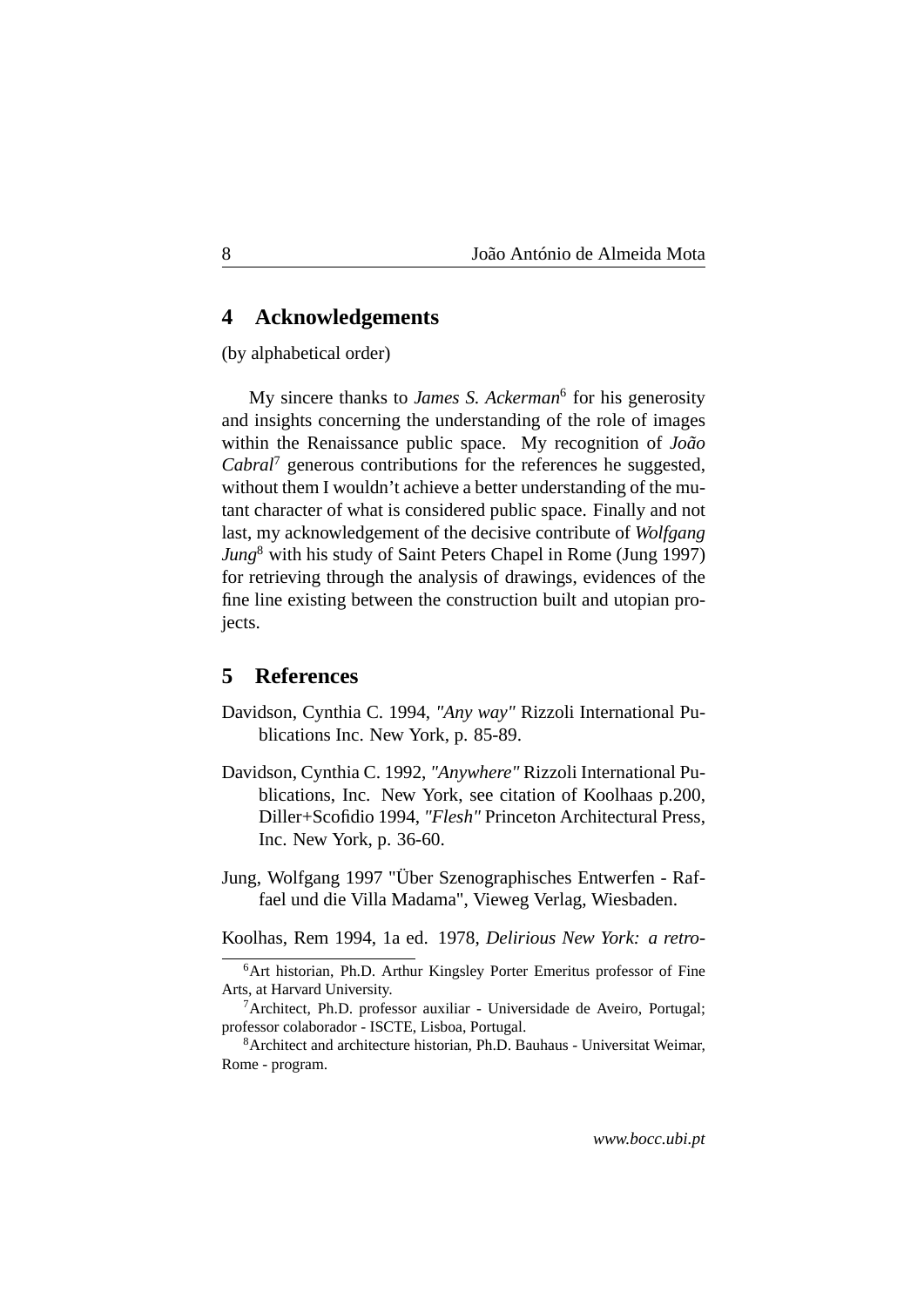## 4 Acknowledgements

(by alphabetical order)

My sincere thanks to *James S. Ackerman*[6] for his generosity and insights concerning the understanding of the role of images within the Renaissance public space. My recognition of *João Cabral*[7] generous contributions for the references he suggested, without them I wouldn't achieve a better understanding of the mutant character of what is considered public space. Finally and not last, my acknowledgement of the decisive contribute of *Wolfgang Jung*[8] with his study of Saint Peters Chapel in Rome (Jung 1997) for retrieving through the analysis of drawings, evidences of the fine line existing between the construction built and utopian projects.

## 5 References

Davidson, Cynthia C. 1994, *"Any way"* Rizzoli International Publications Inc. New York, p. 85-89.

Davidson, Cynthia C. 1992, *"Anywhere"* Rizzoli International Publications, Inc. New York, see citation of Koolhaas p.200, Diller+Scofidio 1994, *"Flesh"* Princeton Architectural Press, Inc. New York, p. 36-60.

Jung, Wolfgang 1997 "Über Szenographisches Entwerfen - Raffael und die Villa Madama", Vieweg Verlag, Wiesbaden.

Koolhas, Rem 1994, 1a ed. 1978, *Delirious New York: a retro-*

---

[6] Art historian, Ph.D. Arthur Kingsley Porter Emeritus professor of Fine Arts, at Harvard University.

[7] Architect, Ph.D. professor auxiliar - Universidade de Aveiro, Portugal; professor colaborador - ISCTE, Lisboa, Portugal.

[8] Architect and architecture historian, Ph.D. Bauhaus - Universitat Weimar, Rome - program.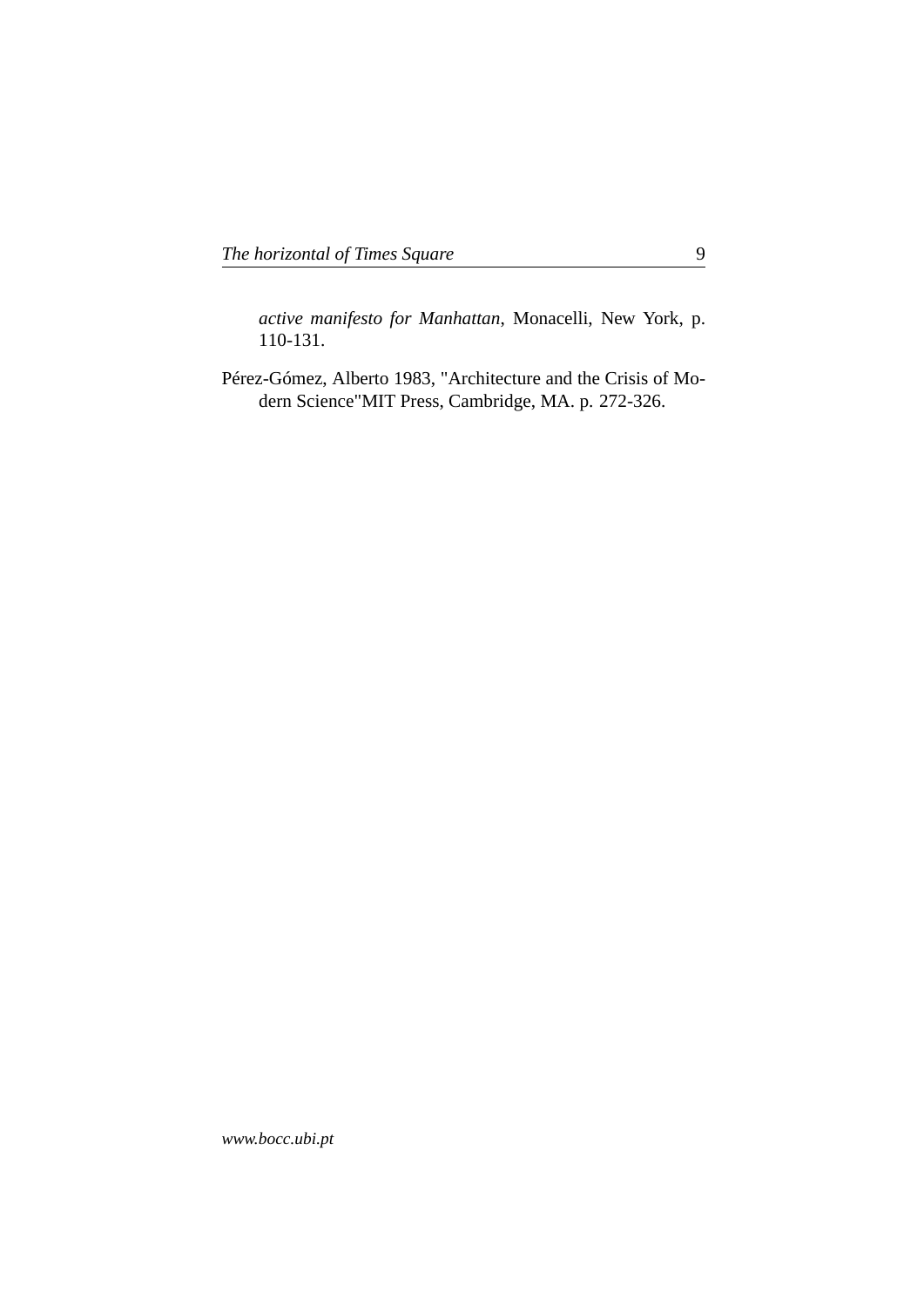*active manifesto for Manhattan*, Monacelli, New York, p. 110-131.

Pérez-Gómez, Alberto 1983, "Architecture and the Crisis of Modern Science"MIT Press, Cambridge, MA. p. 272-326.